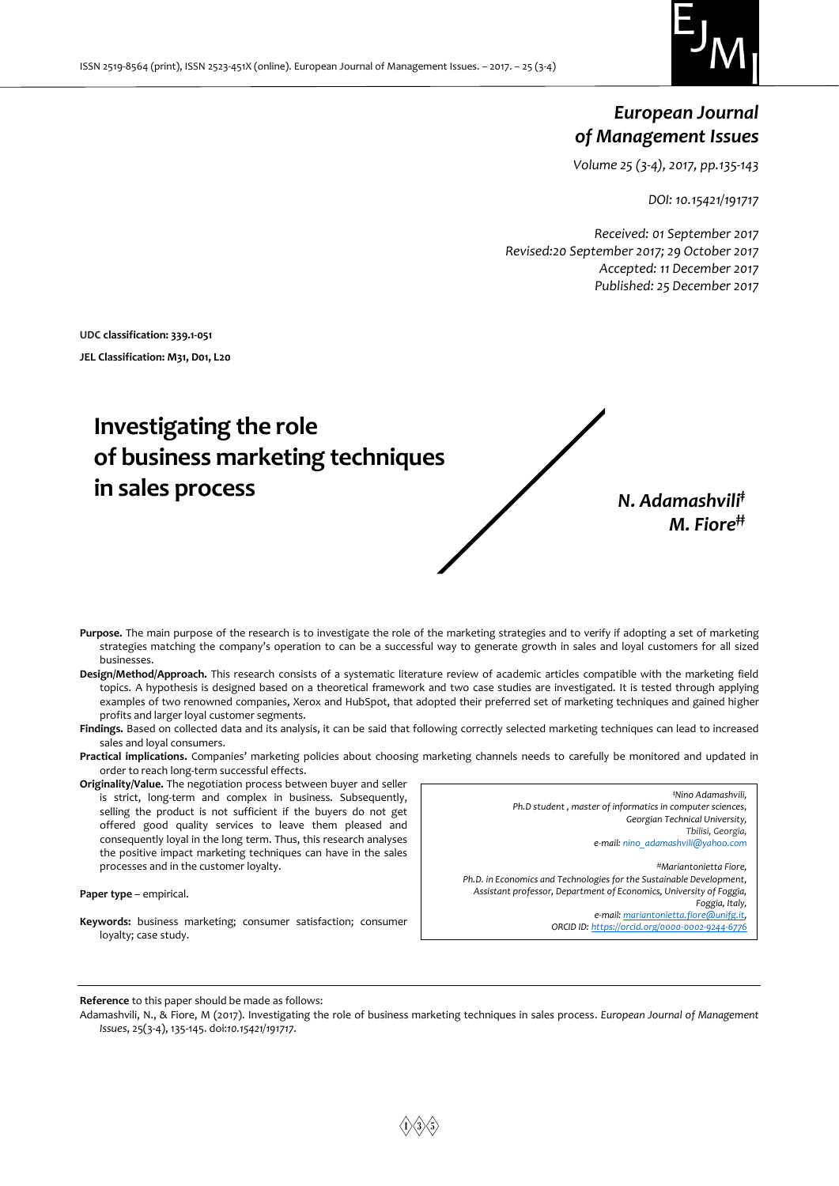# European Journal of Management Issues

*Volume 25 (3-4), 2017, pp.135-143*

*DOI: 10.15421/191717*

*Received: 01 September 2017*
*Revised:20 September 2017; 29 October 2017*
*Accepted: 11 December 2017*
*Published: 25 December 2017*

**UDC classification: 339.1-051**

**JEL Classification: M31, D01, L20**

# Investigating the role of business marketing techniques in sales process

***N. Adamashvili***[‡]
***M. Fiore***[‡‡]

**Purpose.** The main purpose of the research is to investigate the role of the marketing strategies and to verify if adopting a set of marketing strategies matching the company's operation to can be a successful way to generate growth in sales and loyal customers for all sized businesses.

**Design/Method/Approach.** This research consists of a systematic literature review of academic articles compatible with the marketing field topics. A hypothesis is designed based on a theoretical framework and two case studies are investigated. It is tested through applying examples of two renowned companies, Xerox and HubSpot, that adopted their preferred set of marketing techniques and gained higher profits and larger loyal customer segments.

**Findings.** Based on collected data and its analysis, it can be said that following correctly selected marketing techniques can lead to increased sales and loyal consumers.

**Practical implications.** Companies' marketing policies about choosing marketing channels needs to carefully be monitored and updated in order to reach long-term successful effects.

**Originality/Value.** The negotiation process between buyer and seller is strict, long-term and complex in business. Subsequently, selling the product is not sufficient if the buyers do not get offered good quality services to leave them pleased and consequently loyal in the long term. Thus, this research analyses the positive impact marketing techniques can have in the sales processes and in the customer loyalty.

**Paper type** – empirical.

**Keywords:** business marketing; consumer satisfaction; consumer loyalty; case study.

*[‡]Nino Adamashvili,*
*Ph.D student , master of informatics in computer sciences,*
*Georgian Technical University,*
*Tbilisi, Georgia,*
*e-mail: nino_adamashvili@yahoo.com*

*[‡‡]Mariantonietta Fiore,*
*Ph.D. in Economics and Technologies for the Sustainable Development,*
*Assistant professor, Department of Economics, University of Foggia,*
*Foggia, Italy,*
*e-mail: mariantonietta.fiore@unifg.it,*
*ORCID ID: https://orcid.org/0000-0002-9244-6776*

**Reference** to this paper should be made as follows:

Adamashvili, N., & Fiore, M (2017). Investigating the role of business marketing techniques in sales process. *European Journal of Management Issues*, 25(3-4), 135-145. doi:*10.15421/191717*.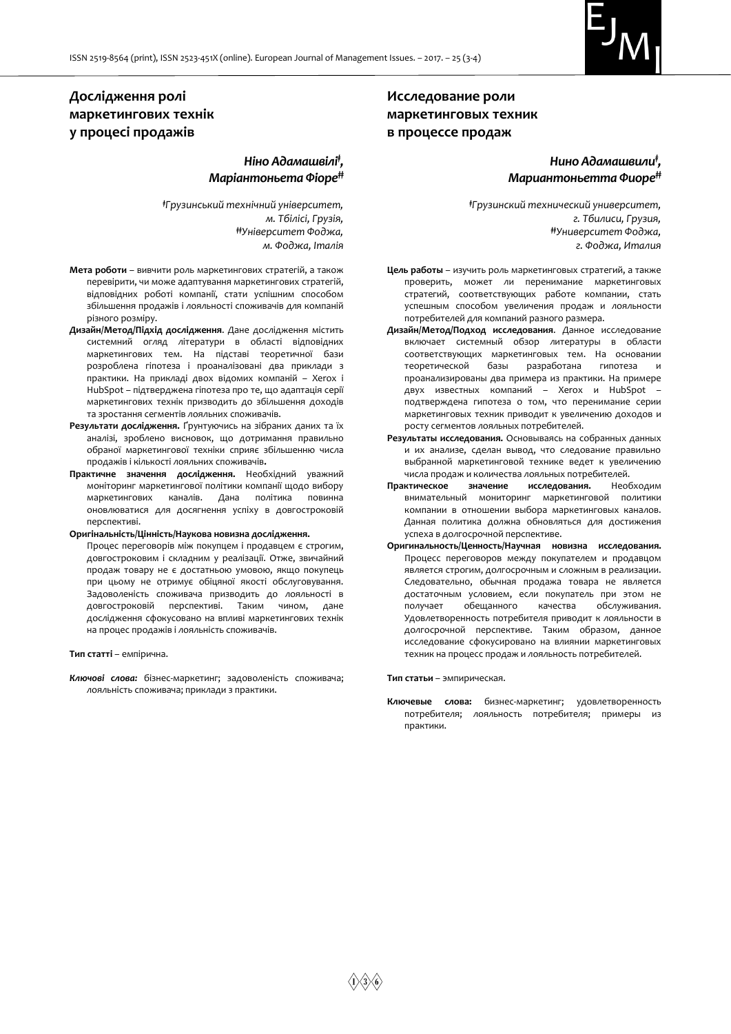## Дослідження ролі маркетингових технік у процесі продажів

***Ніно Адамашвілі[‡], Маріантоньєта Фіоре[‡‡]***

*[‡]Грузинський технічний університет, м. Тбілісі, Грузія,*
*[‡‡]Університет Фоджа, м. Фоджа, Італія*

**Мета роботи** – вивчити роль маркетингових стратегій, а також перевірити, чи може адаптування маркетингових стратегій, відповідних роботі компанії, стати успішним способом збільшення продажів і лояльності споживачів для компаній різного розміру.

**Дизайн/Метод/Підхід дослідження**. Дане дослідження містить системний огляд літератури в області відповідних маркетингових тем. На підставі теоретичної бази розроблена гіпотеза і проаналізовані два приклади з практики. На прикладі двох відомих компаній – Xerox і HubSpot – підтверджена гіпотеза про те, що адаптація серії маркетингових технік призводить до збільшення доходів та зростання сегментів лояльних споживачів.

**Результати дослідження.** Ґрунтуючись на зібраних даних та їх аналізі, зроблено висновок, що дотримання правильно обраної маркетингової техніки сприяє збільшенню числа продажів і кількості лояльних споживачів**.**

**Практичне значення дослідження.** Необхідний уважний моніторинг маркетингової політики компанії щодо вибору маркетингових каналів. Дана політика повинна оновлюватися для досягнення успіху в довгостроковій перспективі.

**Оригінальність/Цінність/Наукова новизна дослідження.** Процес переговорів між покупцем і продавцем є строгим, довгостроковим і складним у реалізації. Отже, звичайний продаж товару не є достатньою умовою, якщо покупець при цьому не отримує обіцяної якості обслуговування. Задоволеність споживача призводить до лояльності в довгостроковій перспективі. Таким чином, дане дослідження сфокусовано на впливі маркетингових технік на процес продажів і лояльність споживачів.

**Тип статті** – емпірична.

***Ключові слова:*** бізнес-маркетинг; задоволеність споживача; лояльність споживача; приклади з практики.

## Исследование роли маркетинговых техник в процессе продаж

***Нино Адамашвили[‡], Мариантоньетта Фиоре[‡‡]***

*[‡]Грузинский технический университет, г. Тбилиси, Грузия,*
*[‡‡]Университет Фоджа, г. Фоджа, Италия*

**Цель работы** – изучить роль маркетинговых стратегий, а также проверить, может ли перенимание маркетинговых стратегий, соответствующих работе компании, стать успешным способом увеличения продаж и лояльности потребителей для компаний разного размера.

**Дизайн/Метод/Подход исследования**. Данное исследование включает системный обзор литературы в области соответствующих маркетинговых тем. На основании теоретической базы разработана гипотеза и проанализированы два примера из практики. На примере двух известных компаний – Xerox и HubSpot – подтверждена гипотеза о том, что перенимание серии маркетинговых техник приводит к увеличению доходов и росту сегментов лояльных потребителей.

**Результаты исследования.** Основываясь на собранных данных и их анализе, сделан вывод, что следование правильно выбранной маркетинговой технике ведет к увеличению числа продаж и количества лояльных потребителей.

**Практическое значение исследования.** Необходим внимательный мониторинг маркетинговой политики компании в отношении выбора маркетинговых каналов. Данная политика должна обновляться для достижения успеха в долгосрочной перспективе.

**Оригинальность/Ценность/Научная новизна исследования.** Процесс переговоров между покупателем и продавцом является строгим, долгосрочным и сложным в реализации. Следовательно, обычная продажа товара не является достаточным условием, если покупатель при этом не получает обещанного качества обслуживания. Удовлетворенность потребителя приводит к лояльности в долгосрочной перспективе. Таким образом, данное исследование сфокусировано на влиянии маркетинговых техник на процесс продаж и лояльность потребителей.

**Тип статьи** – эмпирическая.

**Ключевые слова:** бизнес-маркетинг; удовлетворенность потребителя; лояльность потребителя; примеры из практики.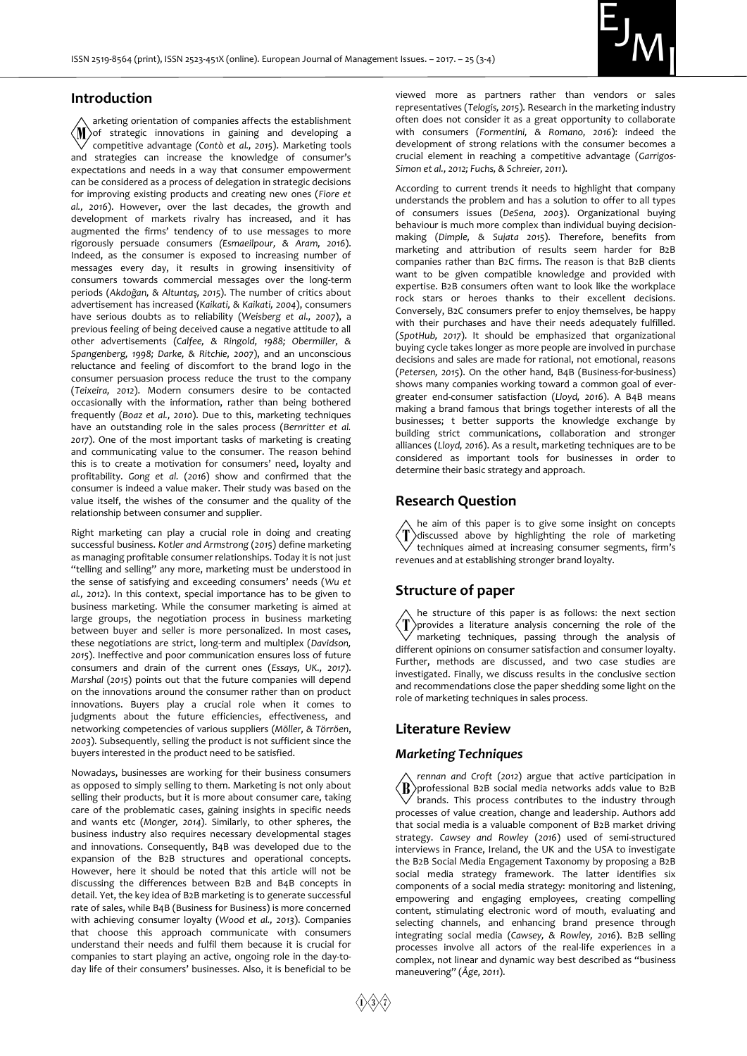## Introduction

Marketing orientation of companies affects the establishment of strategic innovations in gaining and developing a competitive advantage (*Contò et al., 2015*). Marketing tools and strategies can increase the knowledge of consumer's expectations and needs in a way that consumer empowerment can be considered as a process of delegation in strategic decisions for improving existing products and creating new ones (*Fiore et al., 2016*). However, over the last decades, the growth and development of markets rivalry has increased, and it has augmented the firms' tendency of to use messages to more rigorously persuade consumers (*Esmaeilpour, & Aram, 2016*). Indeed, as the consumer is exposed to increasing number of messages every day, it results in growing insensitivity of consumers towards commercial messages over the long-term periods (*Akdoğan, & Altuntaş, 2015*). The number of critics about advertisement has increased (*Kaikati, & Kaikati, 2004*), consumers have serious doubts as to reliability (*Weisberg et al., 2007*), a previous feeling of being deceived cause a negative attitude to all other advertisements (*Calfee, & Ringold, 1988; Obermiller, & Spangenberg, 1998; Darke, & Ritchie, 2007*), and an unconscious reluctance and feeling of discomfort to the brand logo in the consumer persuasion process reduce the trust to the company (*Teixeira, 2012*). Modern consumers desire to be contacted occasionally with the information, rather than being bothered frequently (*Boaz et al., 2010*). Due to this, marketing techniques have an outstanding role in the sales process (*Bernritter et al. 2017*). One of the most important tasks of marketing is creating and communicating value to the consumer. The reason behind this is to create a motivation for consumers' need, loyalty and profitability. *Gong et al.* (*2016*) show and confirmed that the consumer is indeed a value maker. Their study was based on the value itself, the wishes of the consumer and the quality of the relationship between consumer and supplier.

Right marketing can play a crucial role in doing and creating successful business. *Kotler and Armstrong* (*2015*) define marketing as managing profitable consumer relationships. Today it is not just "telling and selling" any more, marketing must be understood in the sense of satisfying and exceeding consumers' needs (*Wu et al., 2012*). In this context, special importance has to be given to business marketing. While the consumer marketing is aimed at large groups, the negotiation process in business marketing between buyer and seller is more personalized. In most cases, these negotiations are strict, long-term and multiplex (*Davidson, 2015*). Ineffective and poor communication ensures loss of future consumers and drain of the current ones (*Essays, UK., 2017*). *Marshal* (*2015*) points out that the future companies will depend on the innovations around the consumer rather than on product innovations. Buyers play a crucial role when it comes to judgments about the future efficiencies, effectiveness, and networking competencies of various suppliers (*Möller, & Törröen, 2003*). Subsequently, selling the product is not sufficient since the buyers interested in the product need to be satisfied.

Nowadays, businesses are working for their business consumers as opposed to simply selling to them. Marketing is not only about selling their products, but it is more about consumer care, taking care of the problematic cases, gaining insights in specific needs and wants etc (*Monger, 2014*). Similarly, to other spheres, the business industry also requires necessary developmental stages and innovations. Consequently, B4B was developed due to the expansion of the B2B structures and operational concepts. However, here it should be noted that this article will not be discussing the differences between B2B and B4B concepts in detail. Yet, the key idea of B2B marketing is to generate successful rate of sales, while B4B (Business for Business) is more concerned with achieving consumer loyalty (*Wood et al., 2013*). Companies that choose this approach communicate with consumers understand their needs and fulfil them because it is crucial for companies to start playing an active, ongoing role in the day-to-day life of their consumers' businesses. Also, it is beneficial to be viewed more as partners rather than vendors or sales representatives (*Telogis, 2015*). Research in the marketing industry often does not consider it as a great opportunity to collaborate with consumers (*Formentini, & Romano, 2016*): indeed the development of strong relations with the consumer becomes a crucial element in reaching a competitive advantage (*Garrigos-Simon et al., 2012; Fuchs, & Schreier, 2011*).

According to current trends it needs to highlight that company understands the problem and has a solution to offer to all types of consumers issues (*DeSena, 2003*). Organizational buying behaviour is much more complex than individual buying decision-making (*Dimple, & Sujata 2015*). Therefore, benefits from marketing and attribution of results seem harder for B2B companies rather than B2C firms. The reason is that B2B clients want to be given compatible knowledge and provided with expertise. B2B consumers often want to look like the workplace rock stars or heroes thanks to their excellent decisions. Conversely, B2C consumers prefer to enjoy themselves, be happy with their purchases and have their needs adequately fulfilled. (*SpotHub, 2017*). It should be emphasized that organizational buying cycle takes longer as more people are involved in purchase decisions and sales are made for rational, not emotional, reasons (*Petersen, 2015*). On the other hand, B4B (Business-for-business) shows many companies working toward a common goal of ever-greater end-consumer satisfaction (*Lloyd, 2016*). A B4B means making a brand famous that brings together interests of all the businesses; t better supports the knowledge exchange by building strict communications, collaboration and stronger alliances (*Lloyd, 2016*). As a result, marketing techniques are to be considered as important tools for businesses in order to determine their basic strategy and approach.

## Research Question

The aim of this paper is to give some insight on concepts discussed above by highlighting the role of marketing techniques aimed at increasing consumer segments, firm's revenues and at establishing stronger brand loyalty.

## Structure of paper

The structure of this paper is as follows: the next section provides a literature analysis concerning the role of the marketing techniques, passing through the analysis of different opinions on consumer satisfaction and consumer loyalty. Further, methods are discussed, and two case studies are investigated. Finally, we discuss results in the conclusive section and recommendations close the paper shedding some light on the role of marketing techniques in sales process.

## Literature Review

### *Marketing Techniques*

*Brennan and Croft* (*2012*) argue that active participation in professional B2B social media networks adds value to B2B brands. This process contributes to the industry through processes of value creation, change and leadership. Authors add that social media is a valuable component of B2B market driving strategy. *Cawsey and Rowley* (*2016*) used of semi-structured interviews in France, Ireland, the UK and the USA to investigate the B2B Social Media Engagement Taxonomy by proposing a B2B social media strategy framework. The latter identifies six components of a social media strategy: monitoring and listening, empowering and engaging employees, creating compelling content, stimulating electronic word of mouth, evaluating and selecting channels, and enhancing brand presence through integrating social media (*Cawsey, & Rowley, 2016*). B2B selling processes involve all actors of the real-life experiences in a complex, not linear and dynamic way best described as "business maneuvering" (*Åge, 2011*).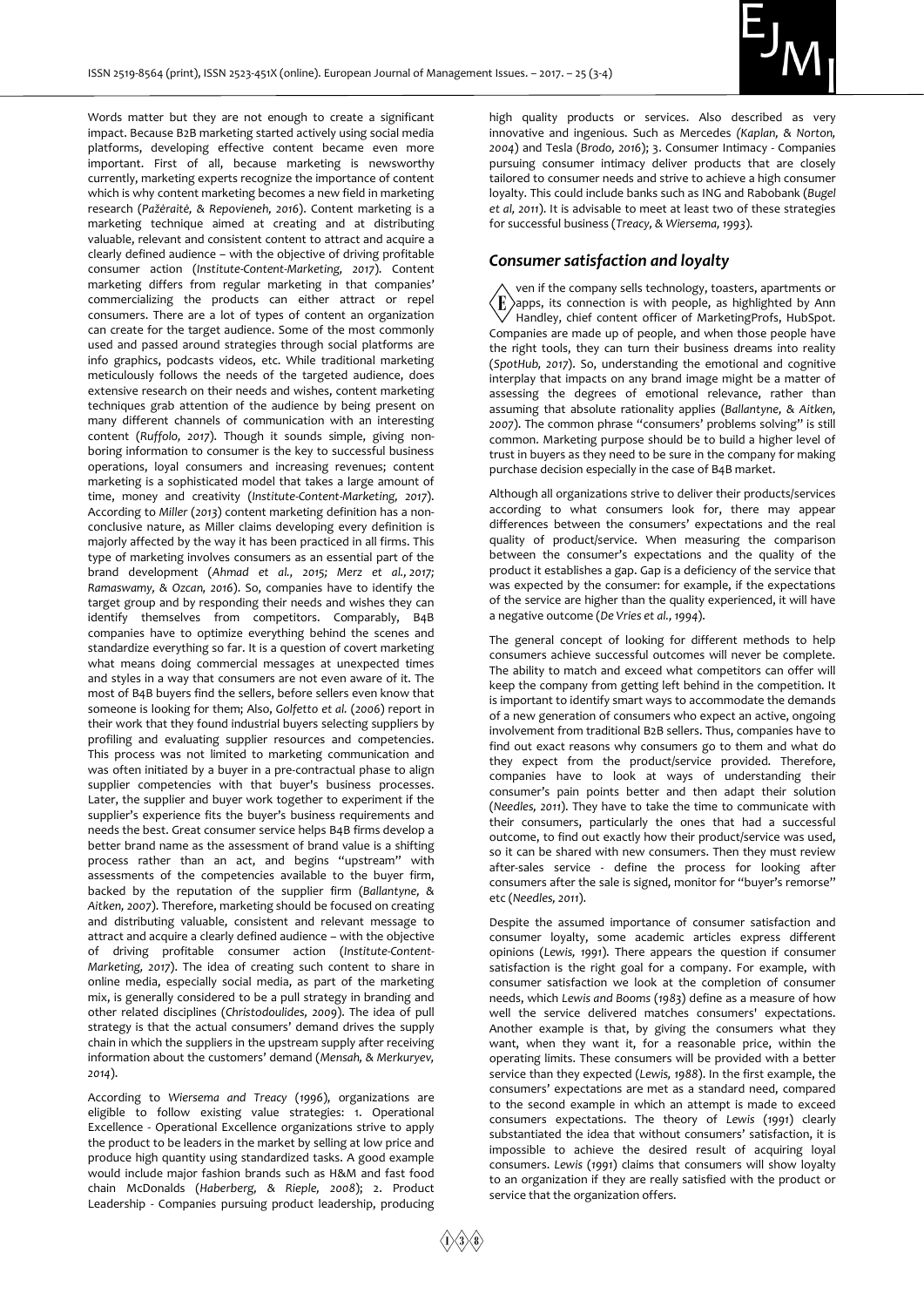Words matter but they are not enough to create a significant impact. Because B2B marketing started actively using social media platforms, developing effective content became even more important. First of all, because marketing is newsworthy currently, marketing experts recognize the importance of content which is why content marketing becomes a new field in marketing research (*Pažėraitė, & Repovieneh, 2016*). Content marketing is a marketing technique aimed at creating and at distributing valuable, relevant and consistent content to attract and acquire a clearly defined audience – with the objective of driving profitable consumer action (*Institute-Content-Marketing, 2017*). Content marketing differs from regular marketing in that companies' commercializing the products can either attract or repel consumers. There are a lot of types of content an organization can create for the target audience. Some of the most commonly used and passed around strategies through social platforms are info graphics, podcasts videos, etc. While traditional marketing meticulously follows the needs of the targeted audience, does extensive research on their needs and wishes, content marketing techniques grab attention of the audience by being present on many different channels of communication with an interesting content (*Ruffolo, 2017*). Though it sounds simple, giving non-boring information to consumer is the key to successful business operations, loyal consumers and increasing revenues; content marketing is a sophisticated model that takes a large amount of time, money and creativity (*Institute-Content-Marketing, 2017*). According to *Miller* (*2013*) content marketing definition has a non-conclusive nature, as Miller claims developing every definition is majorly affected by the way it has been practiced in all firms. This type of marketing involves consumers as an essential part of the brand development (*Ahmad et al., 2015; Merz et al., 2017; Ramaswamy, & Ozcan, 2016*). So, companies have to identify the target group and by responding their needs and wishes they can identify themselves from competitors. Comparably, B4B companies have to optimize everything behind the scenes and standardize everything so far. It is a question of covert marketing what means doing commercial messages at unexpected times and styles in a way that consumers are not even aware of it. The most of B4B buyers find the sellers, before sellers even know that someone is looking for them; Also, *Golfetto et al.* (*2006*) report in their work that they found industrial buyers selecting suppliers by profiling and evaluating supplier resources and competencies. This process was not limited to marketing communication and was often initiated by a buyer in a pre-contractual phase to align supplier competencies with that buyer's business processes. Later, the supplier and buyer work together to experiment if the supplier's experience fits the buyer's business requirements and needs the best. Great consumer service helps B4B firms develop a better brand name as the assessment of brand value is a shifting process rather than an act, and begins "upstream" with assessments of the competencies available to the buyer firm, backed by the reputation of the supplier firm (*Ballantyne, & Aitken, 2007*). Therefore, marketing should be focused on creating and distributing valuable, consistent and relevant message to attract and acquire a clearly defined audience – with the objective of driving profitable consumer action (*Institute-Content-Marketing, 2017*). The idea of creating such content to share in online media, especially social media, as part of the marketing mix, is generally considered to be a pull strategy in branding and other related disciplines (*Christodoulides, 2009*). The idea of pull strategy is that the actual consumers' demand drives the supply chain in which the suppliers in the upstream supply after receiving information about the customers' demand (*Mensah, & Merkuryev, 2014*).

According to *Wiersema and Treacy* (*1996*), organizations are eligible to follow existing value strategies: 1. Operational Excellence - Operational Excellence organizations strive to apply the product to be leaders in the market by selling at low price and produce high quantity using standardized tasks. A good example would include major fashion brands such as H&M and fast food chain McDonalds (*Haberberg, & Rieple, 2008*); 2. Product Leadership - Companies pursuing product leadership, producing high quality products or services. Also described as very innovative and ingenious. Such as Mercedes *(Kaplan, & Norton, 2004*) and Tesla (*Brodo, 2016*); 3. Consumer Intimacy - Companies pursuing consumer intimacy deliver products that are closely tailored to consumer needs and strive to achieve a high consumer loyalty. This could include banks such as ING and Rabobank (*Bugel et al, 2011*). It is advisable to meet at least two of these strategies for successful business (*Treacy, & Wiersema, 1993*).

## *Consumer satisfaction and loyalty*

Even if the company sells technology, toasters, apartments or apps, its connection is with people, as highlighted by Ann Handley, chief content officer of MarketingProfs, HubSpot. Companies are made up of people, and when those people have the right tools, they can turn their business dreams into reality (*SpotHub, 2017*). So, understanding the emotional and cognitive interplay that impacts on any brand image might be a matter of assessing the degrees of emotional relevance, rather than assuming that absolute rationality applies (*Ballantyne, & Aitken, 2007*). The common phrase "consumers' problems solving" is still common. Marketing purpose should be to build a higher level of trust in buyers as they need to be sure in the company for making purchase decision especially in the case of B4B market.

Although all organizations strive to deliver their products/services according to what consumers look for, there may appear differences between the consumers' expectations and the real quality of product/service. When measuring the comparison between the consumer's expectations and the quality of the product it establishes a gap. Gap is a deficiency of the service that was expected by the consumer: for example, if the expectations of the service are higher than the quality experienced, it will have a negative outcome (*De Vries et al., 1994*).

The general concept of looking for different methods to help consumers achieve successful outcomes will never be complete. The ability to match and exceed what competitors can offer will keep the company from getting left behind in the competition. It is important to identify smart ways to accommodate the demands of a new generation of consumers who expect an active, ongoing involvement from traditional B2B sellers. Thus, companies have to find out exact reasons why consumers go to them and what do they expect from the product/service provided. Therefore, companies have to look at ways of understanding their consumer's pain points better and then adapt their solution (*Needles, 2011*). They have to take the time to communicate with their consumers, particularly the ones that had a successful outcome, to find out exactly how their product/service was used, so it can be shared with new consumers. Then they must review after-sales service - define the process for looking after consumers after the sale is signed, monitor for "buyer's remorse" etc (*Needles, 2011*).

Despite the assumed importance of consumer satisfaction and consumer loyalty, some academic articles express different opinions (*Lewis, 1991*). There appears the question if consumer satisfaction is the right goal for a company. For example, with consumer satisfaction we look at the completion of consumer needs, which *Lewis and Booms* (*1983*) define as a measure of how well the service delivered matches consumers' expectations. Another example is that, by giving the consumers what they want, when they want it, for a reasonable price, within the operating limits. These consumers will be provided with a better service than they expected (*Lewis, 1988*). In the first example, the consumers' expectations are met as a standard need, compared to the second example in which an attempt is made to exceed consumers expectations. The theory of *Lewis* (*1991*) clearly substantiated the idea that without consumers' satisfaction, it is impossible to achieve the desired result of acquiring loyal consumers. *Lewis* (*1991*) claims that consumers will show loyalty to an organization if they are really satisfied with the product or service that the organization offers.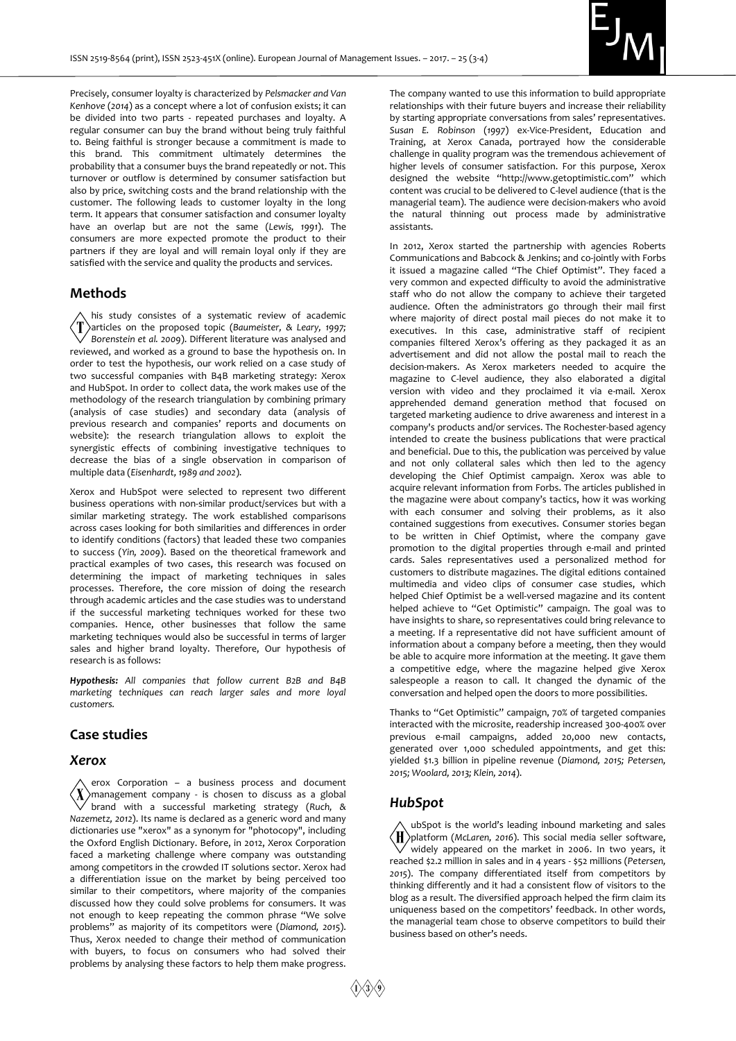Precisely, consumer loyalty is characterized by *Pelsmacker and Van Kenhove (2014)* as a concept where a lot of confusion exists; it can be divided into two parts - repeated purchases and loyalty. A regular consumer can buy the brand without being truly faithful to. Being faithful is stronger because a commitment is made to this brand. This commitment ultimately determines the probability that a consumer buys the brand repeatedly or not. This turnover or outflow is determined by consumer satisfaction but also by price, switching costs and the brand relationship with the customer. The following leads to customer loyalty in the long term. It appears that consumer satisfaction and consumer loyalty have an overlap but are not the same (*Lewis, 1991*). The consumers are more expected promote the product to their partners if they are loyal and will remain loyal only if they are satisfied with the service and quality the products and services.

## Methods

This study consistes of a systematic review of academic articles on the proposed topic (*Baumeister, & Leary, 1997; Borenstein et al. 2009*). Different literature was analysed and reviewed, and worked as a ground to base the hypothesis on. In order to test the hypothesis, our work relied on a case study of two successful companies with B4B marketing strategy: Xerox and HubSpot. In order to collect data, the work makes use of the methodology of the research triangulation by combining primary (analysis of case studies) and secondary data (analysis of previous research and companies' reports and documents on website): the research triangulation allows to exploit the synergistic effects of combining investigative techniques to decrease the bias of a single observation in comparison of multiple data (*Eisenhardt, 1989 and 2002*).

Xerox and HubSpot were selected to represent two different business operations with non-similar product/services but with a similar marketing strategy. The work established comparisons across cases looking for both similarities and differences in order to identify conditions (factors) that leaded these two companies to success (*Yin, 2009*). Based on the theoretical framework and practical examples of two cases, this research was focused on determining the impact of marketing techniques in sales processes. Therefore, the core mission of doing the research through academic articles and the case studies was to understand if the successful marketing techniques worked for these two companies. Hence, other businesses that follow the same marketing techniques would also be successful in terms of larger sales and higher brand loyalty. Therefore, Our hypothesis of research is as follows:

***Hypothesis:*** *All companies that follow current B2B and B4B marketing techniques can reach larger sales and more loyal customers.*

## Case studies

### *Xerox*

Xerox Corporation – a business process and document management company - is chosen to discuss as a global brand with a successful marketing strategy (*Ruch, & Nazemetz, 2012*). Its name is declared as a generic word and many dictionaries use "xerox" as a synonym for "photocopy", including the Oxford English Dictionary. Before, in 2012, Xerox Corporation faced a marketing challenge where company was outstanding among competitors in the crowded IT solutions sector. Xerox had a differentiation issue on the market by being perceived too similar to their competitors, where majority of the companies discussed how they could solve problems for consumers. It was not enough to keep repeating the common phrase "We solve problems" as majority of its competitors were (*Diamond, 2015*). Thus, Xerox needed to change their method of communication with buyers, to focus on consumers who had solved their problems by analysing these factors to help them make progress. The company wanted to use this information to build appropriate relationships with their future buyers and increase their reliability by starting appropriate conversations from sales' representatives. *Susan E. Robinson (1997)* ex-Vice-President, Education and Training, at Xerox Canada, portrayed how the considerable challenge in quality program was the tremendous achievement of higher levels of consumer satisfaction. For this purpose, Xerox designed the website "http://www.getoptimistic.com" which content was crucial to be delivered to C-level audience (that is the managerial team). The audience were decision-makers who avoid the natural thinning out process made by administrative assistants.

In 2012, Xerox started the partnership with agencies Roberts Communications and Babcock & Jenkins; and co-jointly with Forbs it issued a magazine called "The Chief Optimist". They faced a very common and expected difficulty to avoid the administrative staff who do not allow the company to achieve their targeted audience. Often the administrators go through their mail first where majority of direct postal mail pieces do not make it to executives. In this case, administrative staff of recipient companies filtered Xerox's offering as they packaged it as an advertisement and did not allow the postal mail to reach the decision-makers. As Xerox marketers needed to acquire the magazine to C-level audience, they also elaborated a digital version with video and they proclaimed it via e-mail. Xerox apprehended demand generation method that focused on targeted marketing audience to drive awareness and interest in a company's products and/or services. The Rochester-based agency intended to create the business publications that were practical and beneficial. Due to this, the publication was perceived by value and not only collateral sales which then led to the agency developing the Chief Optimist campaign. Xerox was able to acquire relevant information from Forbs. The articles published in the magazine were about company's tactics, how it was working with each consumer and solving their problems, as it also contained suggestions from executives. Consumer stories began to be written in Chief Optimist, where the company gave promotion to the digital properties through e-mail and printed cards. Sales representatives used a personalized method for customers to distribute magazines. The digital editions contained multimedia and video clips of consumer case studies, which helped Chief Optimist be a well-versed magazine and its content helped achieve to "Get Optimistic" campaign. The goal was to have insights to share, so representatives could bring relevance to a meeting. If a representative did not have sufficient amount of information about a company before a meeting, then they would be able to acquire more information at the meeting. It gave them a competitive edge, where the magazine helped give Xerox salespeople a reason to call. It changed the dynamic of the conversation and helped open the doors to more possibilities.

Thanks to "Get Optimistic" campaign, 70% of targeted companies interacted with the microsite, readership increased 300-400% over previous e-mail campaigns, added 20,000 new contacts, generated over 1,000 scheduled appointments, and get this: yielded \$1.3 billion in pipeline revenue (*Diamond, 2015; Petersen, 2015; Woolard, 2013; Klein, 2014*).

### *HubSpot*

HubSpot is the world's leading inbound marketing and sales platform (*McLaren, 2016*). This social media seller software, widely appeared on the market in 2006. In two years, it reached \$2.2 million in sales and in 4 years - \$52 millions (*Petersen, 2015*). The company differentiated itself from competitors by thinking differently and it had a consistent flow of visitors to the blog as a result. The diversified approach helped the firm claim its uniqueness based on the competitors' feedback. In other words, the managerial team chose to observe competitors to build their business based on other's needs.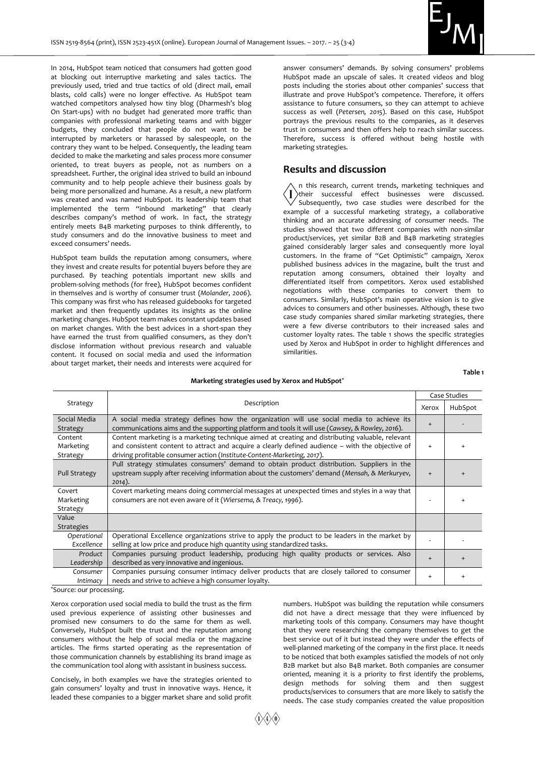In 2014, HubSpot team noticed that consumers had gotten good at blocking out interruptive marketing and sales tactics. The previously used, tried and true tactics of old (direct mail, email blasts, cold calls) were no longer effective. As HubSpot team watched competitors analysed how tiny blog (Dharmesh's blog On Start-ups) with no budget had generated more traffic than companies with professional marketing teams and with bigger budgets, they concluded that people do not want to be interrupted by marketers or harassed by salespeople, on the contrary they want to be helped. Consequently, the leading team decided to make the marketing and sales process more consumer oriented, to treat buyers as people, not as numbers on a spreadsheet. Further, the original idea strived to build an inbound community and to help people achieve their business goals by being more personalized and humane. As a result, a new platform was created and was named HubSpot. Its leadership team that implemented the term "inbound marketing" that clearly describes company's method of work. In fact, the strategy entirely meets B4B marketing purposes to think differently, to study consumers and do the innovative business to meet and exceed consumers' needs.

HubSpot team builds the reputation among consumers, where they invest and create results for potential buyers before they are purchased. By teaching potentials important new skills and problem-solving methods (for free), HubSpot becomes confident in themselves and is worthy of consumer trust (*Molander, 2006*). This company was first who has released guidebooks for targeted market and then frequently updates its insights as the online marketing changes. HubSpot team makes constant updates based on market changes. With the best advices in a short-span they have earned the trust from qualified consumers, as they don't disclose information without previous research and valuable content. It focused on social media and used the information about target market, their needs and interests were acquired for answer consumers' demands. By solving consumers' problems HubSpot made an upscale of sales. It created videos and blog posts including the stories about other companies' success that illustrate and prove HubSpot's competence. Therefore, it offers assistance to future consumers, so they can attempt to achieve success as well (*Petersen, 2015*). Based on this case, HubSpot portrays the previous results to the companies, as it deserves trust in consumers and then offers help to reach similar success. Therefore, success is offered without being hostile with marketing strategies.

## Results and discussion

In this research, current trends, marketing techniques and their successful effect businesses were discussed. Subsequently, two case studies were described for the example of a successful marketing strategy, a collaborative thinking and an accurate addressing of consumer needs. The studies showed that two different companies with non-similar product/services, yet similar B2B and B4B marketing strategies gained considerably larger sales and consequently more loyal customers. In the frame of "Get Optimistic" campaign, Xerox published business advices in the magazine, built the trust and reputation among consumers, obtained their loyalty and differentiated itself from competitors. Xerox used established negotiations with these companies to convert them to consumers. Similarly, HubSpot's main operative vision is to give advices to consumers and other businesses. Although, these two case study companies shared similar marketing strategies, there were a few diverse contributors to their increased sales and customer loyalty rates. The table 1 shows the specific strategies used by Xerox and HubSpot in order to highlight differences and similarities.

Table 1

**Marketing strategies used by Xerox and HubSpot***

| Strategy | Description | Case Studies | |
|---|---|---|---|
| | | Xerox | HubSpot |
| Social Media Strategy | A social media strategy defines how the organization will use social media to achieve its communications aims and the supporting platform and tools it will use (*Cawsey, & Rowley, 2016*). | + | - |
| Content Marketing Strategy | Content marketing is a marketing technique aimed at creating and distributing valuable, relevant and consistent content to attract and acquire a clearly defined audience – with the objective of driving profitable consumer action (*Institute-Content-Marketing, 2017*). | + | + |
| Pull Strategy | Pull strategy stimulates consumers' demand to obtain product distribution. Suppliers in the upstream supply after receiving information about the customers' demand (*Mensah, & Merkuryev, 2014*). | + | + |
| Covert Marketing Strategy | Covert marketing means doing commercial messages at unexpected times and styles in a way that consumers are not even aware of it (*Wiersema, & Treacy, 1996*). | - | + |
| Value Strategies | | | |
| *Operational Excellence* | Operational Excellence organizations strive to apply the product to be leaders in the market by selling at low price and produce high quantity using standardized tasks. | - | - |
| *Product Leadership* | Companies pursuing product leadership, producing high quality products or services. Also described as very innovative and ingenious. | + | + |
| *Consumer Intimacy* | Companies pursuing consumer intimacy deliver products that are closely tailored to consumer needs and strive to achieve a high consumer loyalty. | + | + |

*Source: our processing.

Xerox corporation used social media to build the trust as the firm used previous experience of assisting other businesses and promised new consumers to do the same for them as well. Conversely, HubSpot built the trust and the reputation among consumers without the help of social media or the magazine articles. The firms started operating as the representation of those communication channels by establishing its brand image as the communication tool along with assistant in business success.

Concisely, in both examples we have the strategies oriented to gain consumers' loyalty and trust in innovative ways. Hence, it leaded these companies to a bigger market share and solid profit numbers. HubSpot was building the reputation while consumers did not have a direct message that they were influenced by marketing tools of this company. Consumers may have thought that they were researching the company themselves to get the best service out of it but instead they were under the effects of well-planned marketing of the company in the first place. It needs to be noticed that both examples satisfied the models of not only B2B market but also B4B market. Both companies are consumer oriented, meaning it is a priority to first identify the problems, design methods for solving them and then suggest products/services to consumers that are more likely to satisfy the needs. The case study companies created the value proposition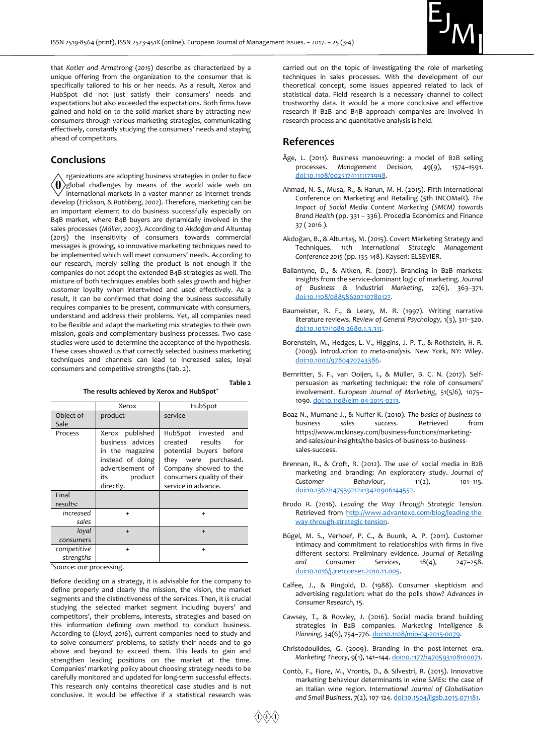that *Kotler and Armstrong* (2015) describe as characterized by a unique offering from the organization to the consumer that is specifically tailored to his or her needs. As a result, Xerox and HubSpot did not just satisfy their consumers' needs and expectations but also exceeded the expectations. Both firms have gained and hold on to the solid market share by attracting new consumers through various marketing strategies, communicating effectively, constantly studying the consumers' needs and staying ahead of competitors.

## Conclusions

Organizations are adopting business strategies in order to face global challenges by means of the world wide web on international markets in a vaster manner as internet trends develop (*Erickson, & Rothberg, 2002*). Therefore, marketing can be an important element to do business successfully especially on B4B market, where B4B buyers are dynamically involved in the sales processes (*Möller, 2003*). According to *Akdoğan and Altuntaş* (2015) the insensitivity of consumers towards commercial messages is growing, so innovative marketing techniques need to be implemented which will meet consumers' needs. According to our research, merely selling the product is not enough if the companies do not adopt the extended B4B strategies as well. The mixture of both techniques enables both sales growth and higher customer loyalty when intertwined and used effectively. As a result, it can be confirmed that doing the business successfully requires companies to be present, communicate with consumers, understand and address their problems. Yet, all companies need to be flexible and adapt the marketing mix strategies to their own mission, goals and complementary business processes. Two case studies were used to determine the acceptance of the hypothesis. These cases showed us that correctly selected business marketing techniques and channels can lead to increased sales, loyal consumers and competitive strengths (tab. 2).

Table 2

**The results achieved by Xerox and HubSpot***

| | Xerox | HubSpot |
|---|---|---|
| Object of Sale | product | service |
| Process | Xerox published business advices in the magazine instead of doing advertisement of its product directly. | HubSpot invested and created results for potential buyers before they were purchased. Company showed to their consumers quality of their service in advance. |
| Final results: | | |
| *increased sales* | + | + |
| *loyal consumers* | + | + |
| *competitive strengths* | + | + |

*Source: our processing.

Before deciding on a strategy, it is advisable for the company to define properly and clearly the mission, the vision, the market segments and the distinctiveness of the services. Then, it is crucial studying the selected market segment including buyers' and competitors', their problems, interests, strategies and based on this information defining own method to conduct business. According to (*Lloyd, 2016*), current companies need to study and to solve consumers' problems, to satisfy their needs and to go above and beyond to exceed them. This leads to gain and strengthen leading positions on the market at the time. Companies' marketing policy about choosing strategy needs to be carefully monitored and updated for long-term successful effects. This research only contains theoretical case studies and is not conclusive. It would be effective if a statistical research was carried out on the topic of investigating the role of marketing techniques in sales processes. With the development of our theoretical concept, some issues appeared related to lack of statistical data. Field research is a necessary channel to collect trustworthy data. It would be a more conclusive and effective research if B2B and B4B approach companies are involved in research process and quantitative analysis is held.

## References

Åge, L. (2011). Business manoeuvring: a model of B2B selling processes. *Management Decision*, 49(9), 1574–1591. doi:10.1108/00251741111173998.

Ahmad, N. S., Musa, R., & Harun, M. H. (2015). Fifth International Conference on Marketing and Retailing (5th INCOMaR). *The Impact of Social Media Content Marketing (SMCM) towards Brand Health* (pp. 331 – 336). Procedia Economics and Finance 37 ( 2016 ).

Akdoğan, B., & Altuntaş, M. (2015). Covert Marketing Strategy and Techniques. *11th International Strategic Management Conference 2015* (pp. 135-148). Kayseri: ELSEVIER.

Ballantyne, D., & Aitken, R. (2007). Branding in B2B markets: insights from the service-dominant logic of marketing. *Journal of Business & Industrial Marketing*, 22(6), 363–371. doi:10.1108/08858620710780127.

Baumeister, R. F., & Leary, M. R. (1997). Writing narrative literature reviews. *Review of General Psychology*, 1(3), 311–320. doi:10.1037/1089-2680.1.3.311.

Borenstein, M., Hedges, L. V., Higgins, J. P. T., & Rothstein, H. R. (2009). *Introduction to meta-analysis*. New York, NY: Wiley. doi:10.1002/9780470743386.

Bernritter, S. F., van Ooijen, I., & Müller, B. C. N. (2017). Self-persuasion as marketing technique: the role of consumers' involvement. *European Journal of Marketing*, 51(5/6), 1075–1090. doi:10.1108/ejm-04-2015-0213.

Boaz N., Murnane J., & Nuffer K. (2010). *The basics of business-to-business sales success.* Retrieved from https://www.mckinsey.com/business-functions/marketing-and-sales/our-insights/the-basics-of-business-to-business-sales-success.

Brennan, R., & Croft, R. (2012). The use of social media in B2B marketing and branding: An exploratory study. *Journal of Customer Behaviour*, 11(2), 101–115. doi:10.1362/147539212x13420906144552.

Brodo R. (2016). *Leading the Way Through Strategic Tension.* Retrieved from http://www.advantexe.com/blog/leading-the-way-through-strategic-tension.

Bügel, M. S., Verhoef, P. C., & Buunk, A. P. (2011). Customer intimacy and commitment to relationships with firms in five different sectors: Preliminary evidence. *Journal of Retailing and Consumer Services*, 18(4), 247–258. doi:10.1016/j.jretconser.2010.11.005.

Calfee, J., & Ringold, D. (1988). Consumer skepticism and advertising regulation: what do the polls show? *Advances in Consumer Research*, 15.

Cawsey, T., & Rowley, J. (2016). Social media brand building strategies in B2B companies. *Marketing Intelligence & Planning*, 34(6), 754–776. doi:10.1108/mip-04-2015-0079.

Christodoulides, G. (2009). Branding in the post-internet era. *Marketing Theory*, 9(1), 141–144. doi:10.1177/1470593108100071.

Contò, F., Fiore, M., Vrontis, D., & Silvestri, R. (2015). Innovative marketing behaviour determinants in wine SMEs: the case of an Italian wine region. *International Journal of Globalisation and Small Business*, 7(2), 107-124. doi:10.1504/ijgsb.2015.071181.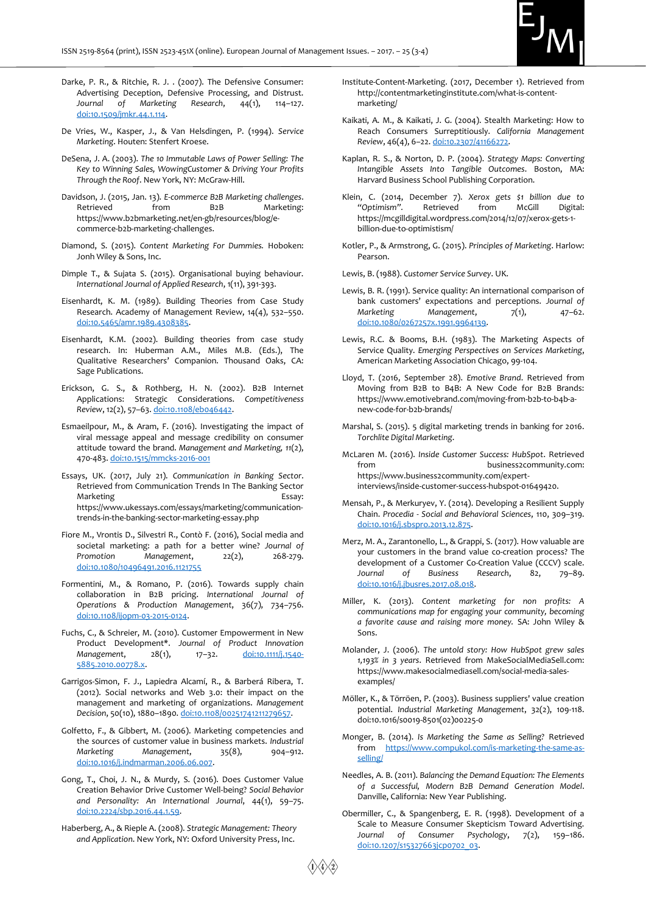Darke, P. R., & Ritchie, R. J. . (2007). The Defensive Consumer: Advertising Deception, Defensive Processing, and Distrust. *Journal of Marketing Research*, 44(1), 114–127. doi:10.1509/jmkr.44.1.114.

De Vries, W., Kasper, J., & Van Helsdingen, P. (1994). *Service Marketing*. Houten: Stenfert Kroese.

DeSena, J. A. (2003). *The 10 Immutable Laws of Power Selling: The Key to Winning Sales, WowingCustomer & Driving Your Profits Through the Roof*. New York, NY: McGraw-Hill.

Davidson, J. (2015, Jan. 13). *E-commerce B2B Marketing challenges*. Retrieved from B2B Marketing: https://www.b2bmarketing.net/en-gb/resources/blog/e-commerce-b2b-marketing-challenges.

Diamond, S. (2015). *Content Marketing For Dummies.* Hoboken: Jonh Wiley & Sons, Inc.

Dimple T., & Sujata S. (2015). Organisational buying behaviour. *International Journal of Applied Research*, 1(11), 391-393.

Eisenhardt, K. M. (1989). Building Theories from Case Study Research. Academy of Management Review, 14(4), 532–550. doi:10.5465/amr.1989.4308385.

Eisenhardt, K.M. (2002). Building theories from case study research. In: Huberman A.M., Miles M.B. (Eds.), The Qualitative Researchers' Companion. Thousand Oaks, CA: Sage Publications.

Erickson, G. S., & Rothberg, H. N. (2002). B2B Internet Applications: Strategic Considerations. *Competitiveness Review*, 12(2), 57–63. doi:10.1108/eb046442.

Esmaeilpour, M., & Aram, F. (2016). Investigating the impact of viral message appeal and message credibility on consumer attitude toward the brand. *Management and Marketing*, 11(2), 470-483. doi:10.1515/mmcks-2016-001

Essays, UK. (2017, July 21). *Communication in Banking Sector*. Retrieved from Communication Trends In The Banking Sector Marketing Essay: https://www.ukessays.com/essays/marketing/communication-trends-in-the-banking-sector-marketing-essay.php

Fiore M., Vrontis D., Silvestri R., Contò F. (2016), Social media and societal marketing: a path for a better wine? *Journal of Promotion Management*, 22(2), 268-279. doi:10.1080/10496491.2016.1121755

Formentini, M., & Romano, P. (2016). Towards supply chain collaboration in B2B pricing. *International Journal of Operations & Production Management*, 36(7), 734–756. doi:10.1108/ijopm-03-2015-0124.

Fuchs, C., & Schreier, M. (2010). Customer Empowerment in New Product Development*. *Journal of Product Innovation Management*, 28(1), 17–32. doi:10.1111/j.1540-5885.2010.00778.x.

Garrigos-Simon, F. J., Lapiedra Alcamí, R., & Barberá Ribera, T. (2012). Social networks and Web 3.0: their impact on the management and marketing of organizations. *Management Decision*, 50(10), 1880–1890. doi:10.1108/00251741211279657.

Golfetto, F., & Gibbert, M. (2006). Marketing competencies and the sources of customer value in business markets. *Industrial Marketing Management*, 35(8), 904–912. doi:10.1016/j.indmarman.2006.06.007.

Gong, T., Choi, J. N., & Murdy, S. (2016). Does Customer Value Creation Behavior Drive Customer Well-being? *Social Behavior and Personality: An International Journal*, 44(1), 59–75. doi:10.2224/sbp.2016.44.1.59.

Haberberg, A., & Rieple A. (2008). *Strategic Management: Theory and Application.* New York, NY: Oxford University Press, Inc.

Institute-Content-Marketing. (2017, December 1). Retrieved from http://contentmarketinginstitute.com/what-is-content-marketing/

Kaikati, A. M., & Kaikati, J. G. (2004). Stealth Marketing: How to Reach Consumers Surreptitiously. *California Management Review*, 46(4), 6–22. doi:10.2307/41166272.

Kaplan, R. S., & Norton, D. P. (2004). *Strategy Maps: Converting Intangible Assets Into Tangible Outcomes*. Boston, MA: Harvard Business School Publishing Corporation.

Klein, C. (2014, December 7). *Xerox gets $1 billion due to "Optimism"*. Retrieved from McGill Digital: https://mcgilldigital.wordpress.com/2014/12/07/xerox-gets-1-billion-due-to-optimistism/

Kotler, P., & Armstrong, G. (2015). *Principles of Marketing*. Harlow: Pearson.

Lewis, B. (1988). *Customer Service Survey*. UK.

Lewis, B. R. (1991). Service quality: An international comparison of bank customers' expectations and perceptions. *Journal of Marketing Management*, 7(1), 47–62. doi:10.1080/0267257x.1991.9964139.

Lewis, R.C. & Booms, B.H. (1983). The Marketing Aspects of Service Quality. *Emerging Perspectives on Services Marketing*, American Marketing Association Chicago, 99-104.

Lloyd, T. (2016, September 28). *Emotive Brand*. Retrieved from Moving from B2B to B4B: A New Code for B2B Brands: https://www.emotivebrand.com/moving-from-b2b-to-b4b-a-new-code-for-b2b-brands/

Marshal, S. (2015). 5 digital marketing trends in banking for 2016. *Torchlite Digital Marketing*.

McLaren M. (2016). *Inside Customer Success: HubSpot*. Retrieved from business2community.com: https://www.business2community.com/expert-interviews/inside-customer-success-hubspot-01649420.

Mensah, P., & Merkuryev, Y. (2014). Developing a Resilient Supply Chain. *Procedia - Social and Behavioral Sciences*, 110, 309–319. doi:10.1016/j.sbspro.2013.12.875.

Merz, M. A., Zarantonello, L., & Grappi, S. (2017). How valuable are your customers in the brand value co-creation process? The development of a Customer Co-Creation Value (CCCV) scale. *Journal of Business Research*, 82, 79–89. doi:10.1016/j.jbusres.2017.08.018.

Miller, K. (2013). *Content marketing for non profits: A communications map for engaging your community, becoming a favorite cause and raising more money*. SA: John Wiley & Sons.

Molander, J. (2006). *The untold story: How HubSpot grew sales 1,193% in 3 years*. Retrieved from MakeSocialMediaSell.com: https://www.makesocialmediasell.com/social-media-sales-examples/

Möller, K., & Törröen, P. (2003). Business suppliers' value creation potential. *Industrial Marketing Management*, 32(2), 109-118. doi:10.1016/s0019-8501(02)00225-0

Monger, B. (2014). *Is Marketing the Same as Selling?* Retrieved from https://www.compukol.com/is-marketing-the-same-as-selling/

Needles, A. B. (2011). *Balancing the Demand Equation: The Elements of a Successful, Modern B2B Demand Generation Model*. Danville, California: New Year Publishing.

Obermiller, C., & Spangenberg, E. R. (1998). Development of a Scale to Measure Consumer Skepticism Toward Advertising. *Journal of Consumer Psychology*, 7(2), 159–186. doi:10.1207/s15327663jcp0702_03.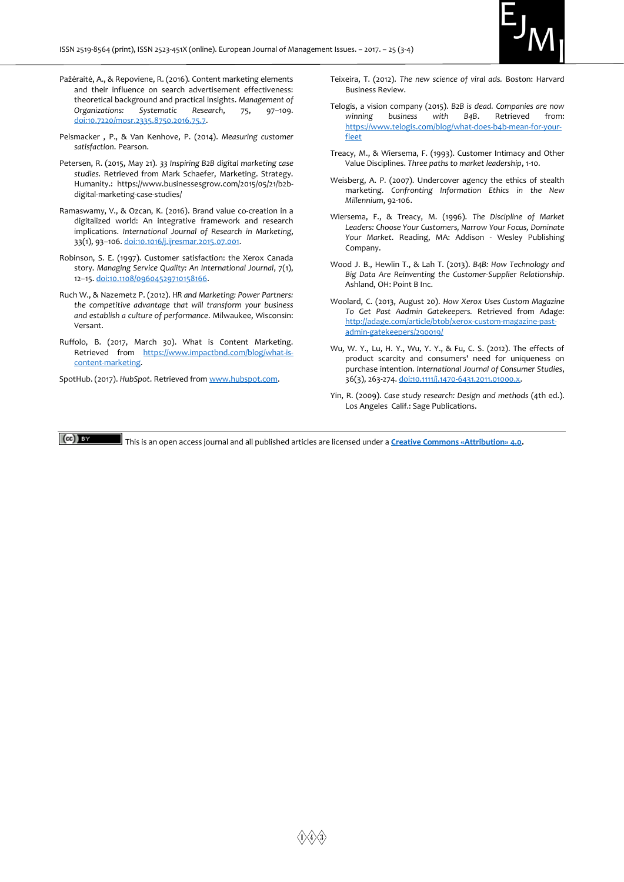Pažėraitė, A., & Repoviene, R. (2016). Content marketing elements and their influence on search advertisement effectiveness: theoretical background and practical insights. *Management of Organizations: Systematic Research*, 75, 97–109. doi:10.7220/mosr.2335.8750.2016.75.7.

Pelsmacker , P., & Van Kenhove, P. (2014). *Measuring customer satisfaction*. Pearson.

Petersen, R. (2015, May 21). *33 Inspiring B2B digital marketing case studies*. Retrieved from Mark Schaefer, Marketing. Strategy. Humanity.: https://www.businessesgrow.com/2015/05/21/b2b-digital-marketing-case-studies/

Ramaswamy, V., & Ozcan, K. (2016). Brand value co-creation in a digitalized world: An integrative framework and research implications. *International Journal of Research in Marketing*, 33(1), 93–106. doi:10.1016/j.ijresmar.2015.07.001.

Robinson, S. E. (1997). Customer satisfaction: the Xerox Canada story. *Managing Service Quality: An International Journal*, 7(1), 12–15. doi:10.1108/09604529710158166.

Ruch W., & Nazemetz P. (2012). *HR and Marketing: Power Partners: the competitive advantage that will transform your business and establish a culture of performance*. Milwaukee, Wisconsin: Versant.

Ruffolo, B. (2017, March 30). What is Content Marketing. Retrieved from https://www.impactbnd.com/blog/what-is-content-marketing.

SpotHub. (2017). *HubSpot*. Retrieved from www.hubspot.com.

Teixeira, T. (2012). *The new science of viral ads.* Boston: Harvard Business Review.

Telogis, a vision company (2015). *B2B is dead. Companies are now winning business with B4B*. Retrieved from: https://www.telogis.com/blog/what-does-b4b-mean-for-your-fleet

Treacy, M., & Wiersema, F. (1993). Customer Intimacy and Other Value Disciplines. *Three paths to market leadership*, 1-10.

Weisberg, A. P. (2007). Undercover agency the ethics of stealth marketing. *Confronting Information Ethics in the New Millennium*, 92-106.

Wiersema, F., & Treacy, M. (1996). *The Discipline of Market Leaders: Choose Your Customers, Narrow Your Focus, Dominate Your Market*. Reading, MA: Addison - Wesley Publishing Company.

Wood J. B., Hewlin T., & Lah T. (2013). *B4B: How Technology and Big Data Are Reinventing the Customer-Supplier Relationship*. Ashland, OH: Point B Inc.

Woolard, C. (2013, August 20). *How Xerox Uses Custom Magazine To Get Past Admin Gatekeepers.* Retrieved from Adage: http://adage.com/article/btob/xerox-custom-magazine-past-admin-gatekeepers/290019/

Wu, W. Y., Lu, H. Y., Wu, Y. Y., & Fu, C. S. (2012). The effects of product scarcity and consumers' need for uniqueness on purchase intention. *International Journal of Consumer Studies*, 36(3), 263-274. doi:10.1111/j.1470-6431.2011.01000.x.

Yin, R. (2009). *Case study research: Design and methods* (4th ed.). Los Angeles Calif.: Sage Publications.

This is an open access journal and all published articles are licensed under a **Creative Commons «Attribution» 4.0**.